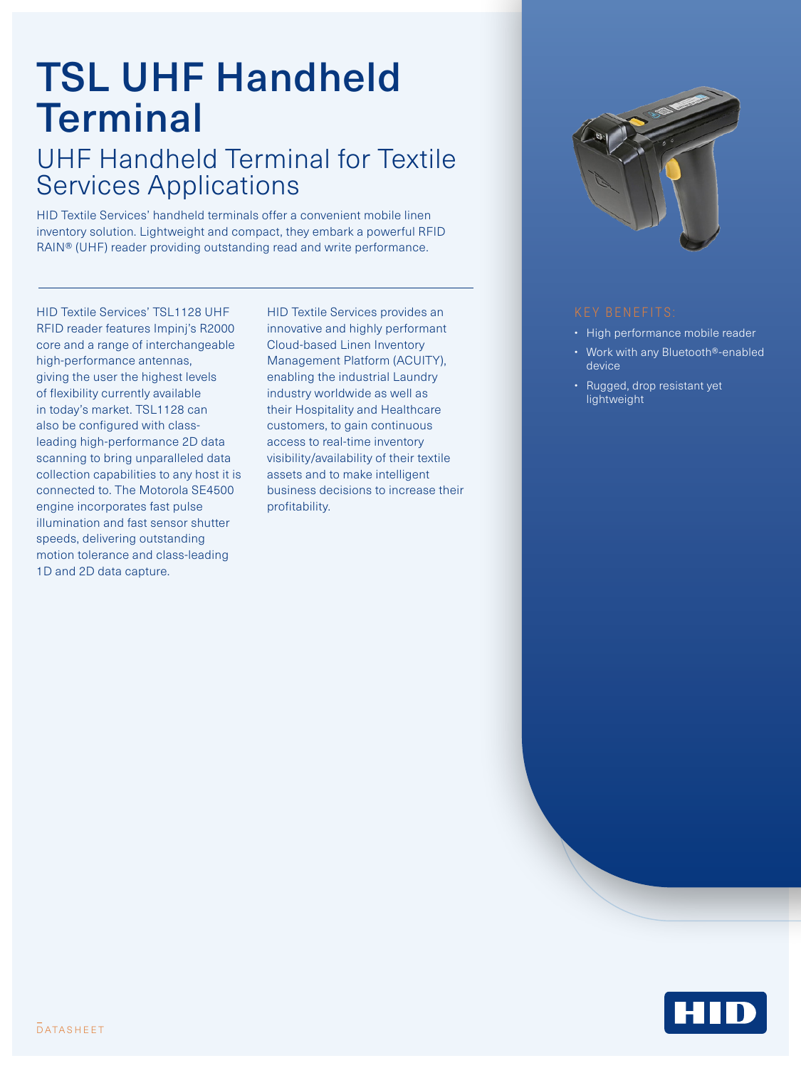# TSL UHF Handheld Terminal

## UHF Handheld Terminal for Textile Services Applications

HID Textile Services' handheld terminals offer a convenient mobile linen inventory solution. Lightweight and compact, they embark a powerful RFID RAIN® (UHF) reader providing outstanding read and write performance.

HID Textile Services' TSL1128 UHF RFID reader features Impinj's R2000 core and a range of interchangeable high-performance antennas, giving the user the highest levels of flexibility currently available in today's market. TSL1128 can also be configured with class-leading high-performance 2D data scanning to bring unparalleled data collection capabilities to any host it is connected to. The Motorola SE4500 engine incorporates fast pulse illumination and fast sensor shutter speeds, delivering outstanding motion tolerance and class-leading 1D and 2D data capture.

HID Textile Services provides an innovative and highly performant Cloud-based Linen Inventory Management Platform (ACUITY), enabling the industrial Laundry industry worldwide as well as their Hospitality and Healthcare customers, to gain continuous access to real-time inventory visibility/availability of their textile assets and to make intelligent business decisions to increase their profitability.

### KEY BENEFITS:

- High performance mobile reader
- Work with any Bluetooth®-enabled device
- Rugged, drop resistant yet lightweight

DATASHEET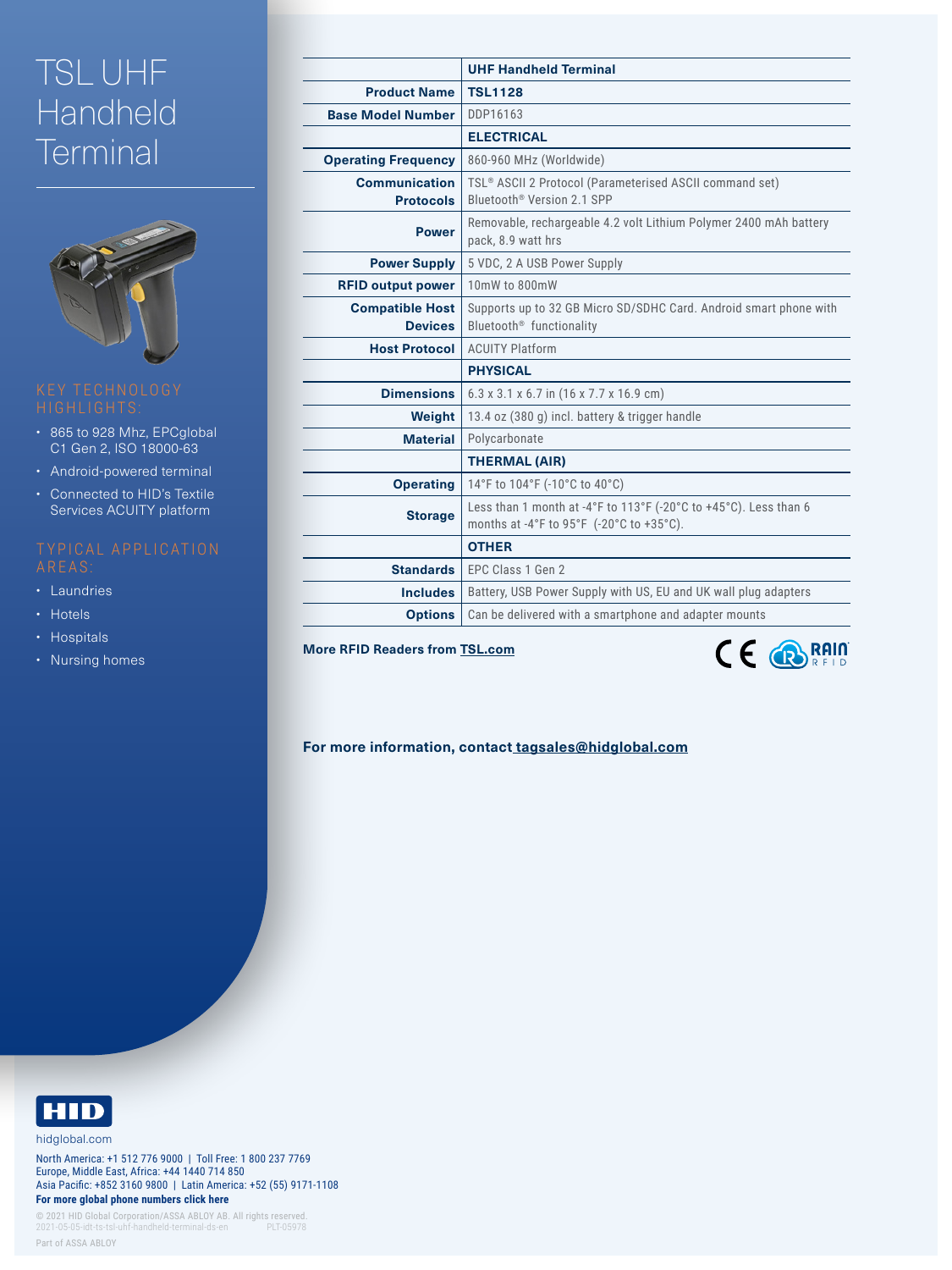# TSL UHF Handheld Terminal

KEY TECHNOLOGY HIGHLIGHTS:

- 865 to 928 Mhz, EPCglobal C1 Gen 2, ISO 18000-63
- Android-powered terminal
- Connected to HID's Textile Services ACUITY platform

TYPICAL APPLICATION AREAS:

- Laundries
- Hotels
- Hospitals
- Nursing homes

| | UHF Handheld Terminal |
|---|---|
| **Product Name** | **TSL1128** |
| **Base Model Number** | DDP16163 |
| | **ELECTRICAL** |
| **Operating Frequency** | 860-960 MHz (Worldwide) |
| **Communication Protocols** | TSL® ASCII 2 Protocol (Parameterised ASCII command set) Bluetooth® Version 2.1 SPP |
| **Power** | Removable, rechargeable 4.2 volt Lithium Polymer 2400 mAh battery pack, 8.9 watt hrs |
| **Power Supply** | 5 VDC, 2 A USB Power Supply |
| **RFID output power** | 10mW to 800mW |
| **Compatible Host Devices** | Supports up to 32 GB Micro SD/SDHC Card. Android smart phone with Bluetooth® functionality |
| **Host Protocol** | ACUITY Platform |
| | **PHYSICAL** |
| **Dimensions** | 6.3 x 3.1 x 6.7 in (16 x 7.7 x 16.9 cm) |
| **Weight** | 13.4 oz (380 g) incl. battery & trigger handle |
| **Material** | Polycarbonate |
| | **THERMAL (AIR)** |
| **Operating** | 14°F to 104°F (-10°C to 40°C) |
| **Storage** | Less than 1 month at -4°F to 113°F (-20°C to +45°C). Less than 6 months at -4°F to 95°F (-20°C to +35°C). |
| | **OTHER** |
| **Standards** | EPC Class 1 Gen 2 |
| **Includes** | Battery, USB Power Supply with US, EU and UK wall plug adapters |
| **Options** | Can be delivered with a smartphone and adapter mounts |

**More RFID Readers from TSL.com**

**For more information, contact tagsales@hidglobal.com**

hidglobal.com

North America: +1 512 776 9000 | Toll Free: 1 800 237 7769
Europe, Middle East, Africa: +44 1440 714 850
Asia Pacific: +852 3160 9800 | Latin America: +52 (55) 9171-1108
**For more global phone numbers click here**

© 2021 HID Global Corporation/ASSA ABLOY AB. All rights reserved.
2021-05-05-idt-ts-tsl-uhf-handheld-terminal-ds-en PLT-05978

Part of ASSA ABLOY